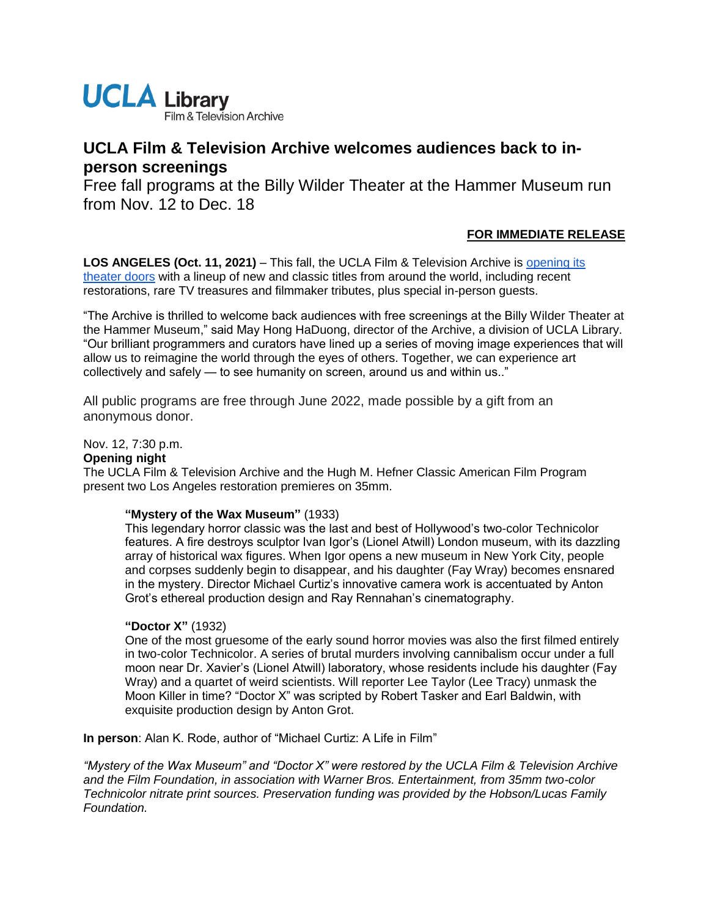UCLA Library
Film & Television Archive

# UCLA Film & Television Archive welcomes audiences back to in-person screenings

## Free fall programs at the Billy Wilder Theater at the Hammer Museum run from Nov. 12 to Dec. 18

**FOR IMMEDIATE RELEASE**

**LOS ANGELES (Oct. 11, 2021)** – This fall, the UCLA Film & Television Archive is opening its theater doors with a lineup of new and classic titles from around the world, including recent restorations, rare TV treasures and filmmaker tributes, plus special in-person guests.

"The Archive is thrilled to welcome back audiences with free screenings at the Billy Wilder Theater at the Hammer Museum," said May Hong HaDuong, director of the Archive, a division of UCLA Library. "Our brilliant programmers and curators have lined up a series of moving image experiences that will allow us to reimagine the world through the eyes of others. Together, we can experience art collectively and safely — to see humanity on screen, around us and within us.."

All public programs are free through June 2022, made possible by a gift from an anonymous donor.

Nov. 12, 7:30 p.m.
**Opening night**
The UCLA Film & Television Archive and the Hugh M. Hefner Classic American Film Program present two Los Angeles restoration premieres on 35mm.

**"Mystery of the Wax Museum"** (1933)
This legendary horror classic was the last and best of Hollywood's two-color Technicolor features. A fire destroys sculptor Ivan Igor's (Lionel Atwill) London museum, with its dazzling array of historical wax figures. When Igor opens a new museum in New York City, people and corpses suddenly begin to disappear, and his daughter (Fay Wray) becomes ensnared in the mystery. Director Michael Curtiz's innovative camera work is accentuated by Anton Grot's ethereal production design and Ray Rennahan's cinematography.

**"Doctor X"** (1932)
One of the most gruesome of the early sound horror movies was also the first filmed entirely in two-color Technicolor. A series of brutal murders involving cannibalism occur under a full moon near Dr. Xavier's (Lionel Atwill) laboratory, whose residents include his daughter (Fay Wray) and a quartet of weird scientists. Will reporter Lee Taylor (Lee Tracy) unmask the Moon Killer in time? "Doctor X" was scripted by Robert Tasker and Earl Baldwin, with exquisite production design by Anton Grot.

**In person**: Alan K. Rode, author of "Michael Curtiz: A Life in Film"

*"Mystery of the Wax Museum" and "Doctor X" were restored by the UCLA Film & Television Archive and the Film Foundation, in association with Warner Bros. Entertainment, from 35mm two-color Technicolor nitrate print sources. Preservation funding was provided by the Hobson/Lucas Family Foundation.*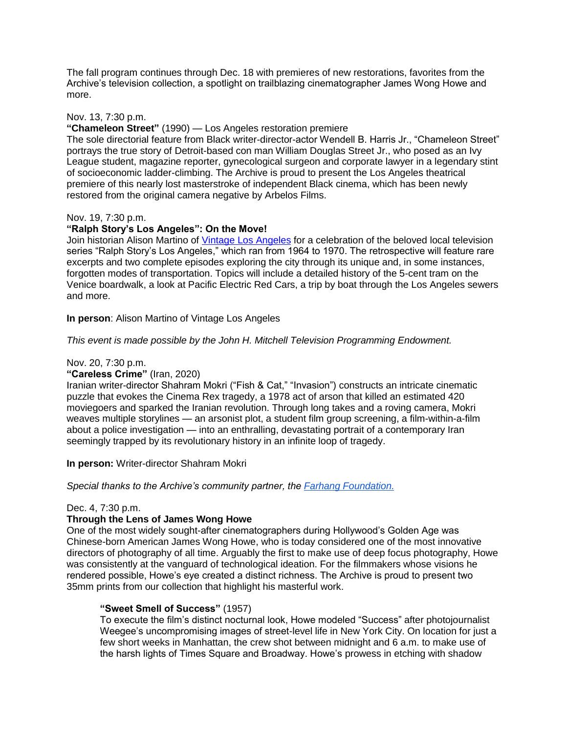The fall program continues through Dec. 18 with premieres of new restorations, favorites from the Archive's television collection, a spotlight on trailblazing cinematographer James Wong Howe and more.

Nov. 13, 7:30 p.m.

**"Chameleon Street"** (1990) — Los Angeles restoration premiere

The sole directorial feature from Black writer-director-actor Wendell B. Harris Jr., "Chameleon Street" portrays the true story of Detroit-based con man William Douglas Street Jr., who posed as an Ivy League student, magazine reporter, gynecological surgeon and corporate lawyer in a legendary stint of socioeconomic ladder-climbing. The Archive is proud to present the Los Angeles theatrical premiere of this nearly lost masterstroke of independent Black cinema, which has been newly restored from the original camera negative by Arbelos Films.

Nov. 19, 7:30 p.m.

**"Ralph Story's Los Angeles": On the Move!**

Join historian Alison Martino of [Vintage Los Angeles] for a celebration of the beloved local television series "Ralph Story's Los Angeles," which ran from 1964 to 1970. The retrospective will feature rare excerpts and two complete episodes exploring the city through its unique and, in some instances, forgotten modes of transportation. Topics will include a detailed history of the 5-cent tram on the Venice boardwalk, a look at Pacific Electric Red Cars, a trip by boat through the Los Angeles sewers and more.

**In person**: Alison Martino of Vintage Los Angeles

*This event is made possible by the John H. Mitchell Television Programming Endowment.*

Nov. 20, 7:30 p.m.

**"Careless Crime"** (Iran, 2020)

Iranian writer-director Shahram Mokri ("Fish & Cat," "Invasion") constructs an intricate cinematic puzzle that evokes the Cinema Rex tragedy, a 1978 act of arson that killed an estimated 420 moviegoers and sparked the Iranian revolution. Through long takes and a roving camera, Mokri weaves multiple storylines — an arsonist plot, a student film group screening, a film-within-a-film about a police investigation — into an enthralling, devastating portrait of a contemporary Iran seemingly trapped by its revolutionary history in an infinite loop of tragedy.

**In person:** Writer-director Shahram Mokri

*Special thanks to the Archive's community partner, the [Farhang Foundation.]*

Dec. 4, 7:30 p.m.

**Through the Lens of James Wong Howe**

One of the most widely sought-after cinematographers during Hollywood's Golden Age was Chinese-born American James Wong Howe, who is today considered one of the most innovative directors of photography of all time. Arguably the first to make use of deep focus photography, Howe was consistently at the vanguard of technological ideation. For the filmmakers whose visions he rendered possible, Howe's eye created a distinct richness. The Archive is proud to present two 35mm prints from our collection that highlight his masterful work.

> **"Sweet Smell of Success"** (1957)
>
> To execute the film's distinct nocturnal look, Howe modeled "Success" after photojournalist Weegee's uncompromising images of street-level life in New York City. On location for just a few short weeks in Manhattan, the crew shot between midnight and 6 a.m. to make use of the harsh lights of Times Square and Broadway. Howe's prowess in etching with shadow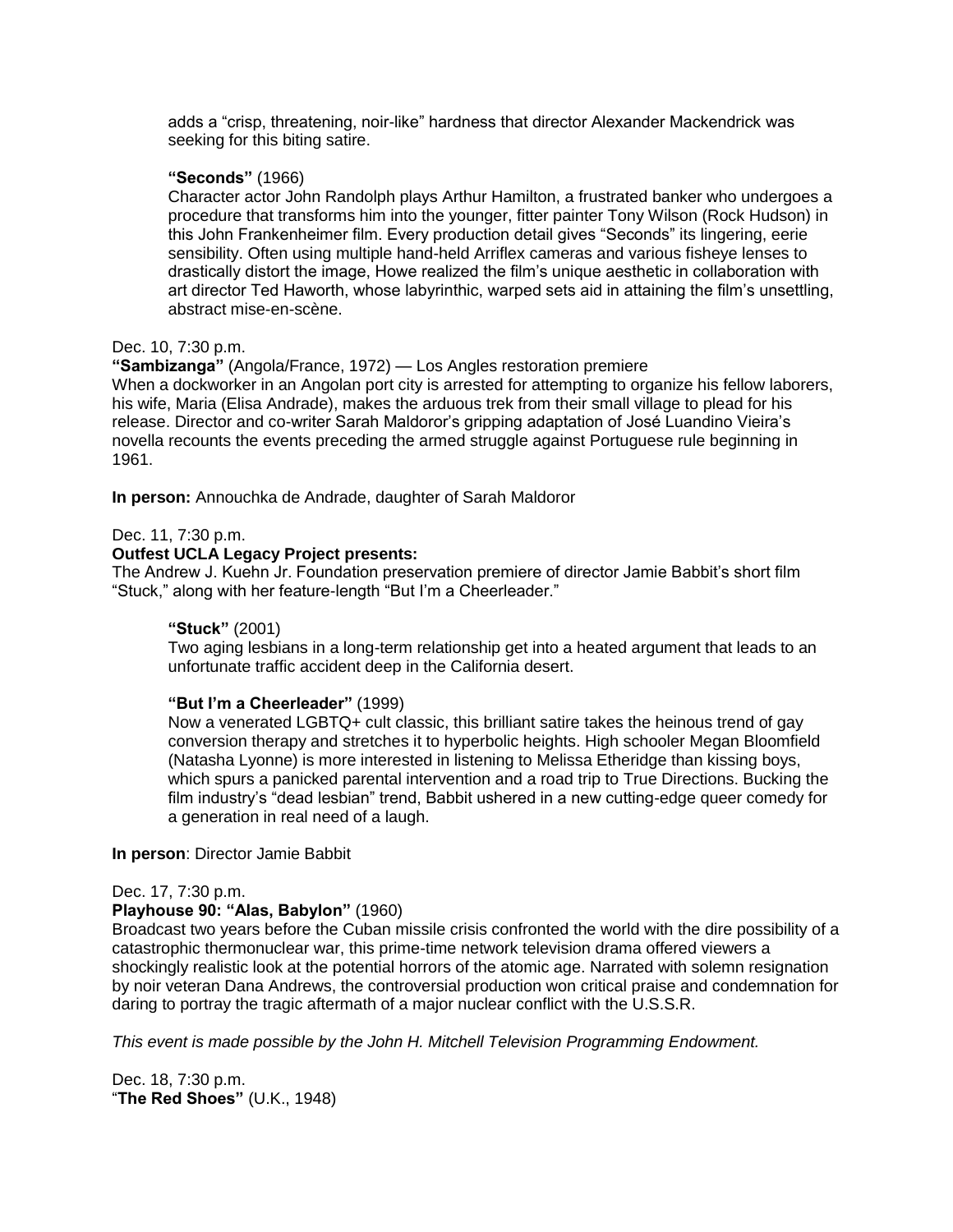adds a “crisp, threatening, noir-like” hardness that director Alexander Mackendrick was seeking for this biting satire.

**“Seconds”** (1966)
Character actor John Randolph plays Arthur Hamilton, a frustrated banker who undergoes a procedure that transforms him into the younger, fitter painter Tony Wilson (Rock Hudson) in this John Frankenheimer film. Every production detail gives “Seconds” its lingering, eerie sensibility. Often using multiple hand-held Arriflex cameras and various fisheye lenses to drastically distort the image, Howe realized the film’s unique aesthetic in collaboration with art director Ted Haworth, whose labyrinthic, warped sets aid in attaining the film’s unsettling, abstract mise-en-scène.

Dec. 10, 7:30 p.m.
**“Sambizanga”** (Angola/France, 1972) — Los Angles restoration premiere
When a dockworker in an Angolan port city is arrested for attempting to organize his fellow laborers, his wife, Maria (Elisa Andrade), makes the arduous trek from their small village to plead for his release. Director and co-writer Sarah Maldoror’s gripping adaptation of José Luandino Vieira’s novella recounts the events preceding the armed struggle against Portuguese rule beginning in 1961.

**In person:** Annouchka de Andrade, daughter of Sarah Maldoror

Dec. 11, 7:30 p.m.
**Outfest UCLA Legacy Project presents:**
The Andrew J. Kuehn Jr. Foundation preservation premiere of director Jamie Babbit’s short film “Stuck,” along with her feature-length “But I’m a Cheerleader.”

**“Stuck”** (2001)
Two aging lesbians in a long-term relationship get into a heated argument that leads to an unfortunate traffic accident deep in the California desert.

**“But I’m a Cheerleader”** (1999)
Now a venerated LGBTQ+ cult classic, this brilliant satire takes the heinous trend of gay conversion therapy and stretches it to hyperbolic heights. High schooler Megan Bloomfield (Natasha Lyonne) is more interested in listening to Melissa Etheridge than kissing boys, which spurs a panicked parental intervention and a road trip to True Directions. Bucking the film industry’s “dead lesbian” trend, Babbit ushered in a new cutting-edge queer comedy for a generation in real need of a laugh.

**In person**: Director Jamie Babbit

Dec. 17, 7:30 p.m.
**Playhouse 90: “Alas, Babylon”** (1960)
Broadcast two years before the Cuban missile crisis confronted the world with the dire possibility of a catastrophic thermonuclear war, this prime-time network television drama offered viewers a shockingly realistic look at the potential horrors of the atomic age. Narrated with solemn resignation by noir veteran Dana Andrews, the controversial production won critical praise and condemnation for daring to portray the tragic aftermath of a major nuclear conflict with the U.S.S.R.

*This event is made possible by the John H. Mitchell Television Programming Endowment.*

Dec. 18, 7:30 p.m.
“**The Red Shoes”** (U.K., 1948)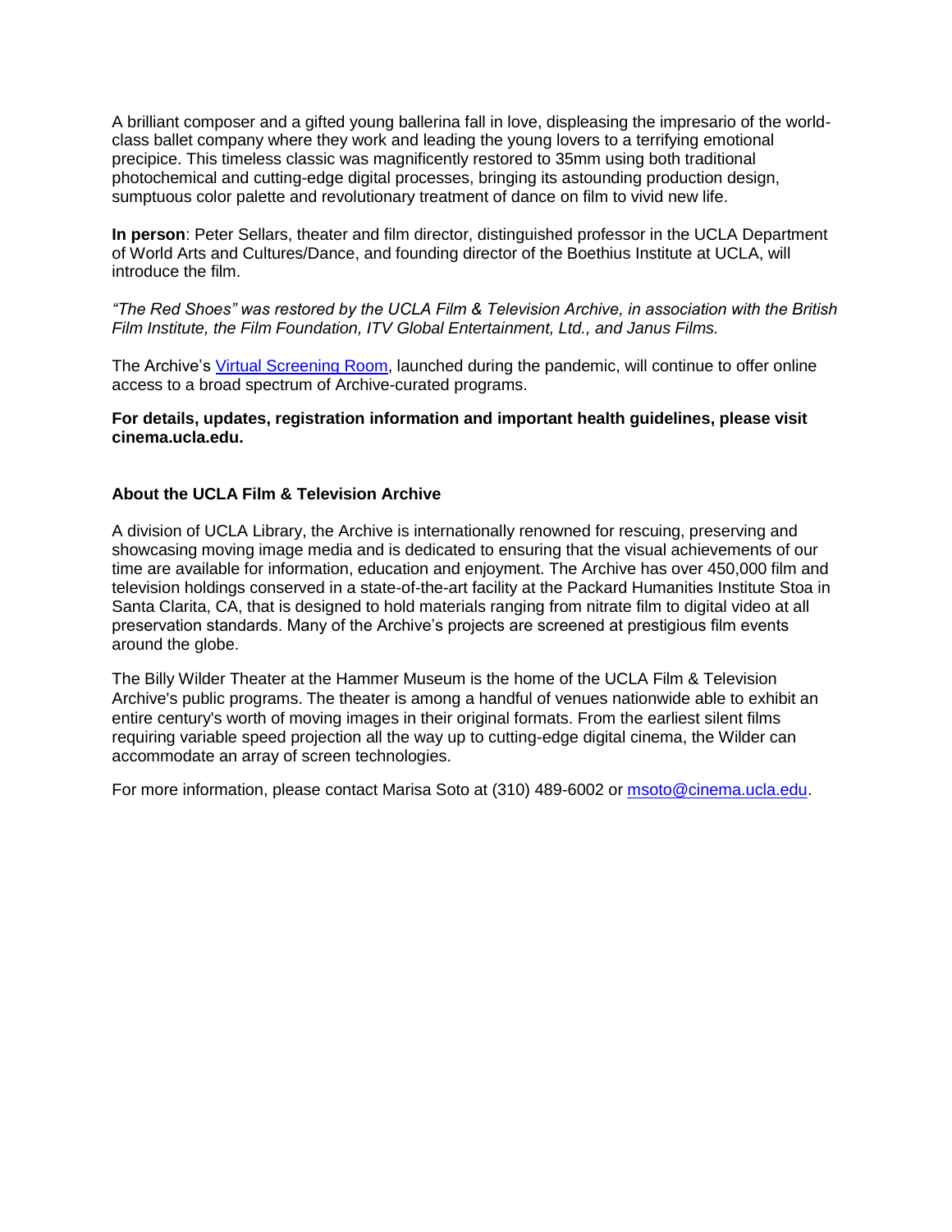A brilliant composer and a gifted young ballerina fall in love, displeasing the impresario of the world-class ballet company where they work and leading the young lovers to a terrifying emotional precipice. This timeless classic was magnificently restored to 35mm using both traditional photochemical and cutting-edge digital processes, bringing its astounding production design, sumptuous color palette and revolutionary treatment of dance on film to vivid new life.

**In person**: Peter Sellars, theater and film director, distinguished professor in the UCLA Department of World Arts and Cultures/Dance, and founding director of the Boethius Institute at UCLA, will introduce the film.

*"The Red Shoes" was restored by the UCLA Film & Television Archive, in association with the British Film Institute, the Film Foundation, ITV Global Entertainment, Ltd., and Janus Films.*

The Archive's [Virtual Screening Room](), launched during the pandemic, will continue to offer online access to a broad spectrum of Archive-curated programs.

**For details, updates, registration information and important health guidelines, please visit cinema.ucla.edu.**

## About the UCLA Film & Television Archive

A division of UCLA Library, the Archive is internationally renowned for rescuing, preserving and showcasing moving image media and is dedicated to ensuring that the visual achievements of our time are available for information, education and enjoyment. The Archive has over 450,000 film and television holdings conserved in a state-of-the-art facility at the Packard Humanities Institute Stoa in Santa Clarita, CA, that is designed to hold materials ranging from nitrate film to digital video at all preservation standards. Many of the Archive's projects are screened at prestigious film events around the globe.

The Billy Wilder Theater at the Hammer Museum is the home of the UCLA Film & Television Archive's public programs. The theater is among a handful of venues nationwide able to exhibit an entire century's worth of moving images in their original formats. From the earliest silent films requiring variable speed projection all the way up to cutting-edge digital cinema, the Wilder can accommodate an array of screen technologies.

For more information, please contact Marisa Soto at (310) 489-6002 or msoto@cinema.ucla.edu.